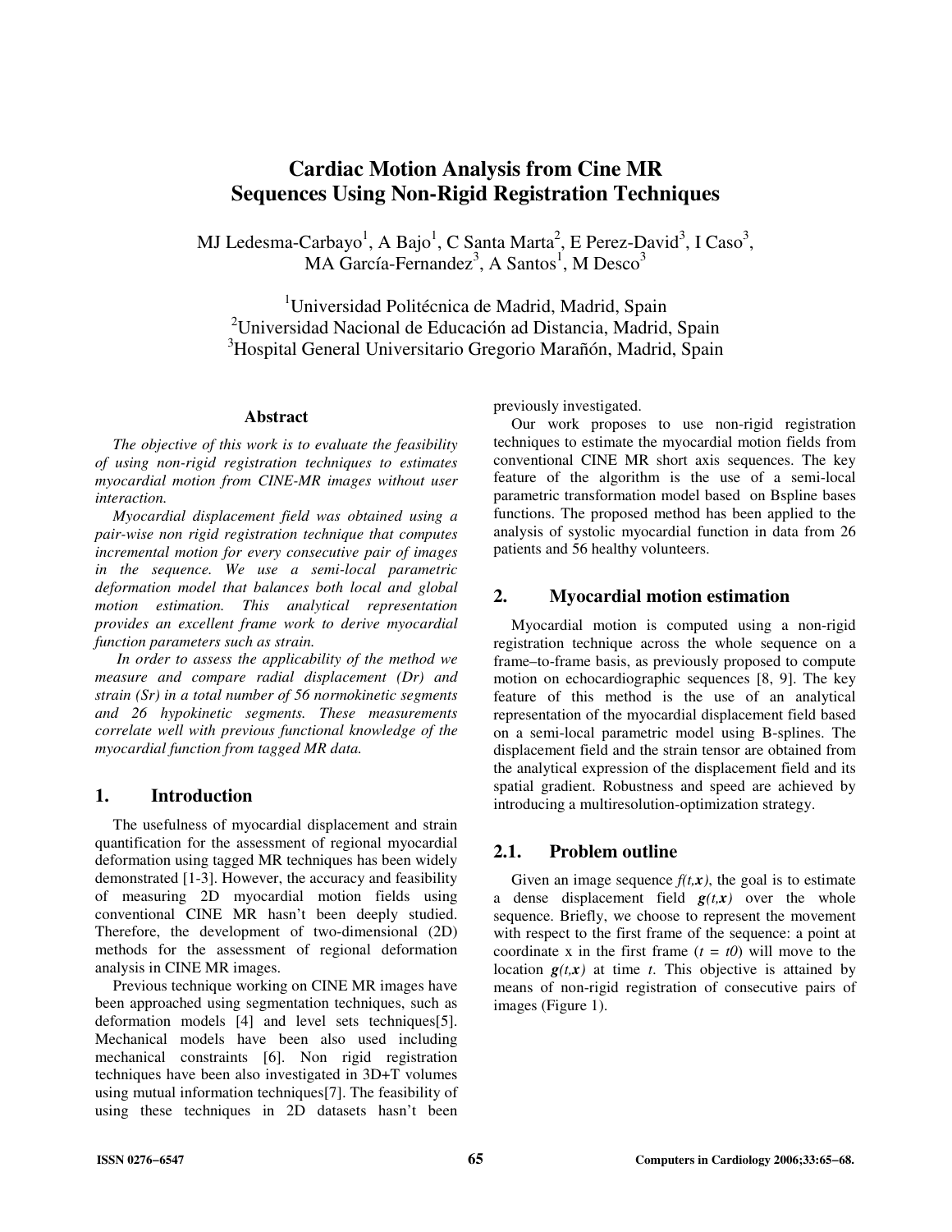# Cardiac Motion Analysis from Cine MR Sequences Using Non-Rigid Registration Techniques

MJ Ledesma-Carbayo[1], A Bajo[1], C Santa Marta[2], E Perez-David[3], I Caso[3], MA García-Fernandez[3], A Santos[1], M Desco[3]

[1]Universidad Politécnica de Madrid, Madrid, Spain
[2]Universidad Nacional de Educación ad Distancia, Madrid, Spain
[3]Hospital General Universitario Gregorio Marañón, Madrid, Spain

## Abstract

*The objective of this work is to evaluate the feasibility of using non-rigid registration techniques to estimates myocardial motion from CINE-MR images without user interaction.*

*Myocardial displacement field was obtained using a pair-wise non rigid registration technique that computes incremental motion for every consecutive pair of images in the sequence. We use a semi-local parametric deformation model that balances both local and global motion estimation. This analytical representation provides an excellent frame work to derive myocardial function parameters such as strain.*

*In order to assess the applicability of the method we measure and compare radial displacement (Dr) and strain (Sr) in a total number of 56 normokinetic segments and 26 hypokinetic segments. These measurements correlate well with previous functional knowledge of the myocardial function from tagged MR data.*

## 1. Introduction

The usefulness of myocardial displacement and strain quantification for the assessment of regional myocardial deformation using tagged MR techniques has been widely demonstrated [1-3]. However, the accuracy and feasibility of measuring 2D myocardial motion fields using conventional CINE MR hasn't been deeply studied. Therefore, the development of two-dimensional (2D) methods for the assessment of regional deformation analysis in CINE MR images.

Previous technique working on CINE MR images have been approached using segmentation techniques, such as deformation models [4] and level sets techniques[5]. Mechanical models have been also used including mechanical constraints [6]. Non rigid registration techniques have been also investigated in 3D+T volumes using mutual information techniques[7]. The feasibility of using these techniques in 2D datasets hasn't been previously investigated.

Our work proposes to use non-rigid registration techniques to estimate the myocardial motion fields from conventional CINE MR short axis sequences. The key feature of the algorithm is the use of a semi-local parametric transformation model based on Bspline bases functions. The proposed method has been applied to the analysis of systolic myocardial function in data from 26 patients and 56 healthy volunteers.

## 2. Myocardial motion estimation

Myocardial motion is computed using a non-rigid registration technique across the whole sequence on a frame–to-frame basis, as previously proposed to compute motion on echocardiographic sequences [8, 9]. The key feature of this method is the use of an analytical representation of the myocardial displacement field based on a semi-local parametric model using B-splines. The displacement field and the strain tensor are obtained from the analytical expression of the displacement field and its spatial gradient. Robustness and speed are achieved by introducing a multiresolution-optimization strategy.

## 2.1. Problem outline

Given an image sequence $f(t,\mathbf{x})$, the goal is to estimate a dense displacement field $\mathbf{g}(t,\mathbf{x})$ over the whole sequence. Briefly, we choose to represent the movement with respect to the first frame of the sequence: a point at coordinate x in the first frame ($t = t0$) will move to the location $\mathbf{g}(t,\mathbf{x})$ at time $t$. This objective is attained by means of non-rigid registration of consecutive pairs of images (Figure 1).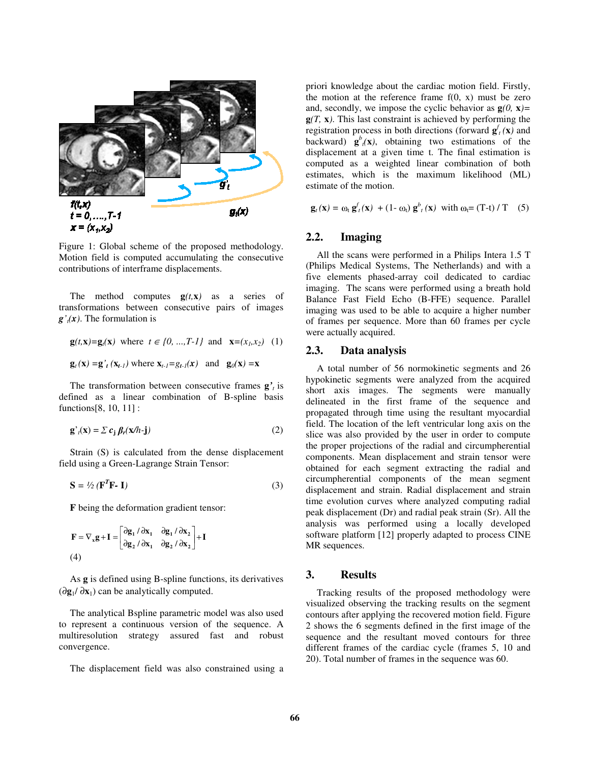Figure 1: Global scheme of the proposed methodology. Motion field is computed accumulating the consecutive contributions of interframe displacements.

The method computes $\mathbf{g}(t,\mathbf{x})$ as a series of transformations between consecutive pairs of images $g'_t(x)$. The formulation is

$$\mathbf{g}(t,\mathbf{x})=\mathbf{g}_t(\mathbf{x}) \text{ where } t \in \{0, ..., T-1\} \text{ and } \mathbf{x}=(x_1,x_2) \quad (1)$$

$$\mathbf{g}_t(\mathbf{x}) = \mathbf{g}'_t(\mathbf{x}_{t-1}) \text{ where } \mathbf{x}_{t-1}=g_{t-1}(\mathbf{x}) \text{ and } \mathbf{g}_0(\mathbf{x})=\mathbf{x}$$

The transformation between consecutive frames $\mathbf{g}'_t$ is defined as a linear combination of B-spline basis functions[8, 10, 11] :

$$\mathbf{g}'_t(\mathbf{x}) = \Sigma\, \mathbf{c_j}\, \beta_r(\mathbf{x}/h\text{-}\mathbf{j}) \quad (2)$$

Strain (S) is calculated from the dense displacement field using a Green-Lagrange Strain Tensor:

$$\mathbf{S} = \tfrac{1}{2}\,(\mathbf{F}^T\mathbf{F} - \mathbf{I}) \quad (3)$$

$\mathbf{F}$ being the deformation gradient tensor:

$$\mathbf{F} = \nabla_x \mathbf{g} + \mathbf{I} = \begin{bmatrix} \partial \mathbf{g}_1 / \partial \mathbf{x}_1 & \partial \mathbf{g}_1 / \partial \mathbf{x}_2 \\ \partial \mathbf{g}_2 / \partial \mathbf{x}_1 & \partial \mathbf{g}_2 / \partial \mathbf{x}_2 \end{bmatrix} + \mathbf{I} \quad (4)$$

As $\mathbf{g}$ is defined using B-spline functions, its derivatives ($\partial\mathbf{g}_1 / \partial\mathbf{x}_1$) can be analytically computed.

The analytical Bspline parametric model was also used to represent a continuous version of the sequence. A multiresolution strategy assured fast and robust convergence.

The displacement field was also constrained using a priori knowledge about the cardiac motion field. Firstly, the motion at the reference frame f(0, x) must be zero and, secondly, we impose the cyclic behavior as $\mathbf{g}(0, \mathbf{x}) = \mathbf{g}(T, \mathbf{x})$. This last constraint is achieved by performing the registration process in both directions (forward $\mathbf{g}^f_t(\mathbf{x})$ and backward) $\mathbf{g}^b_t(\mathbf{x})$, obtaining two estimations of the displacement at a given time t. The final estimation is computed as a weighted linear combination of both estimates, which is the maximum likelihood (ML) estimate of the motion.

$$\mathbf{g}_t(\mathbf{x}) = \omega_t\, \mathbf{g}^f_t(\mathbf{x}) + (1-\omega_t)\, \mathbf{g}^b_t(\mathbf{x}) \text{ with } \omega_t = (T-t) / T \quad (5)$$

## 2.2. Imaging

All the scans were performed in a Philips Intera 1.5 T (Philips Medical Systems, The Netherlands) and with a five elements phased-array coil dedicated to cardiac imaging. The scans were performed using a breath hold Balance Fast Field Echo (B-FFE) sequence. Parallel imaging was used to be able to acquire a higher number of frames per sequence. More than 60 frames per cycle were actually acquired.

## 2.3. Data analysis

A total number of 56 normokinetic segments and 26 hypokinetic segments were analyzed from the acquired short axis images. The segments were manually delineated in the first frame of the sequence and propagated through time using the resultant myocardial field. The location of the left ventricular long axis on the slice was also provided by the user in order to compute the proper projections of the radial and circumpherential components. Mean displacement and strain tensor were obtained for each segment extracting the radial and circumpherential components of the mean segment displacement and strain. Radial displacement and strain time evolution curves where analyzed computing radial peak displacement (Dr) and radial peak strain (Sr). All the analysis was performed using a locally developed software platform [12] properly adapted to process CINE MR sequences.

# 3. Results

Tracking results of the proposed methodology were visualized observing the tracking results on the segment contours after applying the recovered motion field. Figure 2 shows the 6 segments defined in the first image of the sequence and the resultant moved contours for three different frames of the cardiac cycle (frames 5, 10 and 20). Total number of frames in the sequence was 60.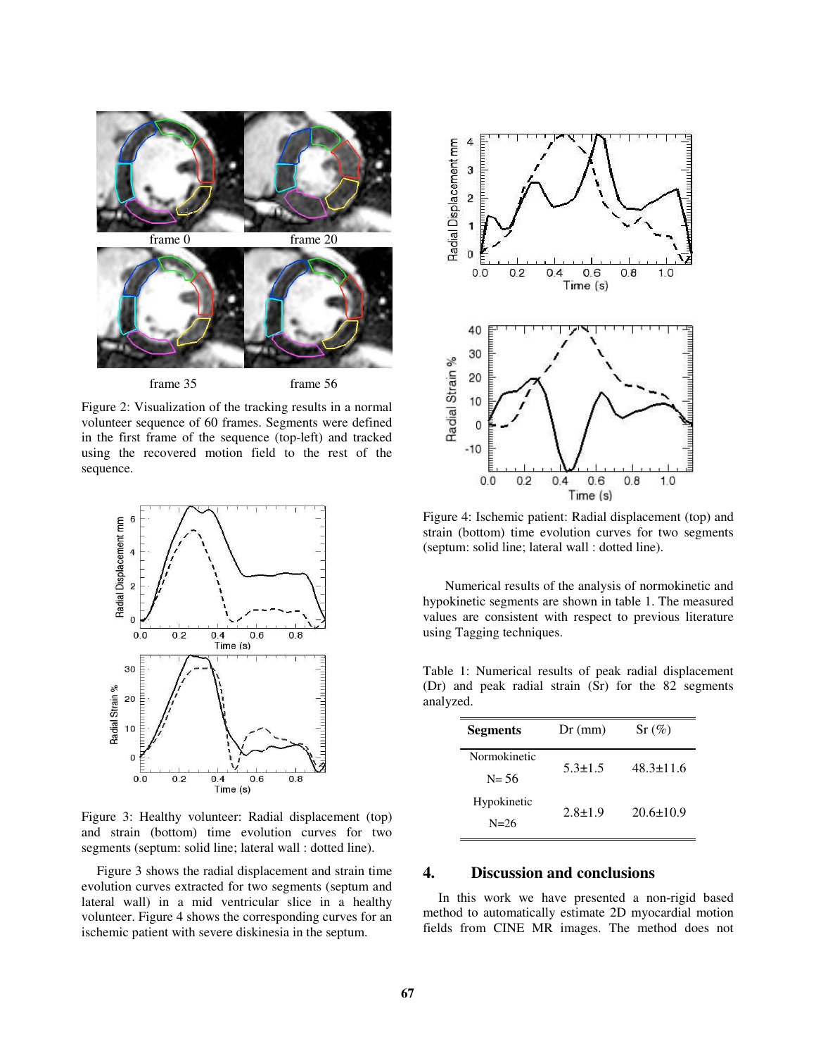frame 0 frame 20

frame 35 frame 56

Figure 2: Visualization of the tracking results in a normal volunteer sequence of 60 frames. Segments were defined in the first frame of the sequence (top-left) and tracked using the recovered motion field to the rest of the sequence.

Figure 3: Healthy volunteer: Radial displacement (top) and strain (bottom) time evolution curves for two segments (septum: solid line; lateral wall : dotted line).

Figure 3 shows the radial displacement and strain time evolution curves extracted for two segments (septum and lateral wall) in a mid ventricular slice in a healthy volunteer. Figure 4 shows the corresponding curves for an ischemic patient with severe diskinesia in the septum.

Figure 4: Ischemic patient: Radial displacement (top) and strain (bottom) time evolution curves for two segments (septum: solid line; lateral wall : dotted line).

Numerical results of the analysis of normokinetic and hypokinetic segments are shown in table 1. The measured values are consistent with respect to previous literature using Tagging techniques.

Table 1: Numerical results of peak radial displacement (Dr) and peak radial strain (Sr) for the 82 segments analyzed.

| **Segments** | Dr (mm) | Sr (%) |
|---|---|---|
| Normokinetic N= 56 | 5.3±1.5 | 48.3±11.6 |
| Hypokinetic N=26 | 2.8±1.9 | 20.6±10.9 |

## 4. Discussion and conclusions

In this work we have presented a non-rigid based method to automatically estimate 2D myocardial motion fields from CINE MR images. The method does not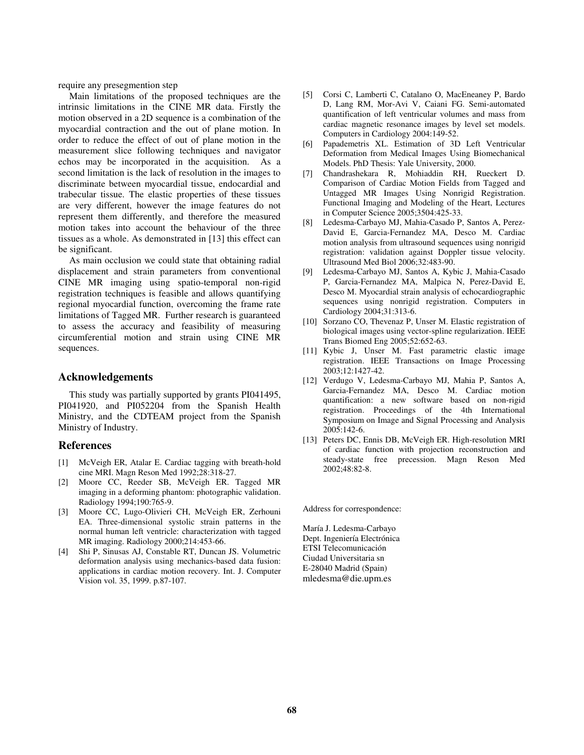require any presegmention step

Main limitations of the proposed techniques are the intrinsic limitations in the CINE MR data. Firstly the motion observed in a 2D sequence is a combination of the myocardial contraction and the out of plane motion. In order to reduce the effect of out of plane motion in the measurement slice following techniques and navigator echos may be incorporated in the acquisition. As a second limitation is the lack of resolution in the images to discriminate between myocardial tissue, endocardial and trabecular tissue. The elastic properties of these tissues are very different, however the image features do not represent them differently, and therefore the measured motion takes into account the behaviour of the three tissues as a whole. As demonstrated in [13] this effect can be significant.

As main occlusion we could state that obtaining radial displacement and strain parameters from conventional CINE MR imaging using spatio-temporal non-rigid registration techniques is feasible and allows quantifying regional myocardial function, overcoming the frame rate limitations of Tagged MR. Further research is guaranteed to assess the accuracy and feasibility of measuring circumferential motion and strain using CINE MR sequences.

## Acknowledgements

This study was partially supported by grants PI041495, PI041920, and PI052204 from the Spanish Health Ministry, and the CDTEAM project from the Spanish Ministry of Industry.

## References

[1] McVeigh ER, Atalar E. Cardiac tagging with breath-hold cine MRI. Magn Reson Med 1992;28:318-27.

[2] Moore CC, Reeder SB, McVeigh ER. Tagged MR imaging in a deforming phantom: photographic validation. Radiology 1994;190:765-9.

[3] Moore CC, Lugo-Olivieri CH, McVeigh ER, Zerhouni EA. Three-dimensional systolic strain patterns in the normal human left ventricle: characterization with tagged MR imaging. Radiology 2000;214:453-66.

[4] Shi P, Sinusas AJ, Constable RT, Duncan JS. Volumetric deformation analysis using mechanics-based data fusion: applications in cardiac motion recovery. Int. J. Computer Vision vol. 35, 1999. p.87-107.

[5] Corsi C, Lamberti C, Catalano O, MacEneaney P, Bardo D, Lang RM, Mor-Avi V, Caiani FG. Semi-automated quantification of left ventricular volumes and mass from cardiac magnetic resonance images by level set models. Computers in Cardiology 2004:149-52.

[6] Papademetris XL. Estimation of 3D Left Ventricular Deformation from Medical Images Using Biomechanical Models. PhD Thesis: Yale University, 2000.

[7] Chandrashekara R, Mohiaddin RH, Rueckert D. Comparison of Cardiac Motion Fields from Tagged and Untagged MR Images Using Nonrigid Registration. Functional Imaging and Modeling of the Heart, Lectures in Computer Science 2005;3504:425-33.

[8] Ledesma-Carbayo MJ, Mahia-Casado P, Santos A, Perez-David E, Garcia-Fernandez MA, Desco M. Cardiac motion analysis from ultrasound sequences using nonrigid registration: validation against Doppler tissue velocity. Ultrasound Med Biol 2006;32:483-90.

[9] Ledesma-Carbayo MJ, Santos A, Kybic J, Mahia-Casado P, Garcia-Fernandez MA, Malpica N, Perez-David E, Desco M. Myocardial strain analysis of echocardiographic sequences using nonrigid registration. Computers in Cardiology 2004;31:313-6.

[10] Sorzano CO, Thevenaz P, Unser M. Elastic registration of biological images using vector-spline regularization. IEEE Trans Biomed Eng 2005;52:652-63.

[11] Kybic J, Unser M. Fast parametric elastic image registration. IEEE Transactions on Image Processing 2003;12:1427-42.

[12] Verdugo V, Ledesma-Carbayo MJ, Mahia P, Santos A, Garcia-Fernandez MA, Desco M. Cardiac motion quantification: a new software based on non-rigid registration. Proceedings of the 4th International Symposium on Image and Signal Processing and Analysis 2005:142-6.

[13] Peters DC, Ennis DB, McVeigh ER. High-resolution MRI of cardiac function with projection reconstruction and steady-state free precession. Magn Reson Med 2002;48:82-8.

Address for correspondence:

María J. Ledesma-Carbayo  
Dept. Ingeniería Electrónica  
ETSI Telecomunicación  
Ciudad Universitaria sn  
E-28040 Madrid (Spain)  
mledesma@die.upm.es